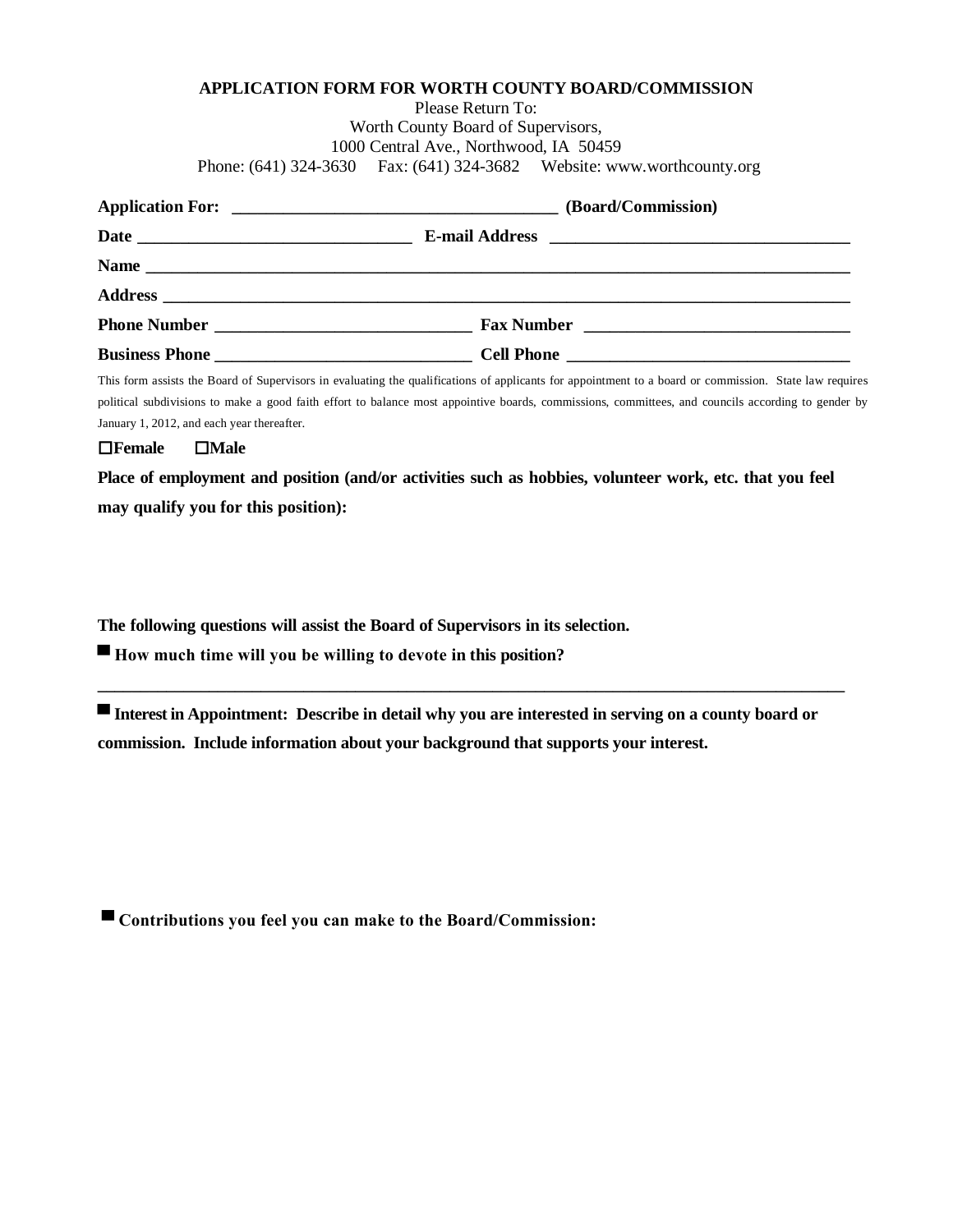**APPLICATION FORM FOR WORTH COUNTY BOARD/COMMISSION**

Please Return To:
Worth County Board of Supervisors,
1000 Central Ave., Northwood, IA 50459
Phone: (641) 324-3630 Fax: (641) 324-3682 Website: www.worthcounty.org

**Application For:** ______________________________________ **(Board/Commission)**

**Date** ________________________________ **E-mail Address** ___________________________________

**Name** _________________________________________________________________________________

**Address** _______________________________________________________________________________

**Phone Number** _____________________________ **Fax Number** ______________________________

**Business Phone** _____________________________ **Cell Phone** ________________________________

This form assists the Board of Supervisors in evaluating the qualifications of applicants for appointment to a board or commission. State law requires political subdivisions to make a good faith effort to balance most appointive boards, commissions, committees, and councils according to gender by January 1, 2012, and each year thereafter.

☐**Female** ☐**Male**

**Place of employment and position (and/or activities such as hobbies, volunteer work, etc. that you feel may qualify you for this position):**

**The following questions will assist the Board of Supervisors in its selection.**

- **How much time will you be willing to devote in this position?**

_________________________________________________________________________________________

- **Interest in Appointment: Describe in detail why you are interested in serving on a county board or commission. Include information about your background that supports your interest.**

- **Contributions you feel you can make to the Board/Commission:**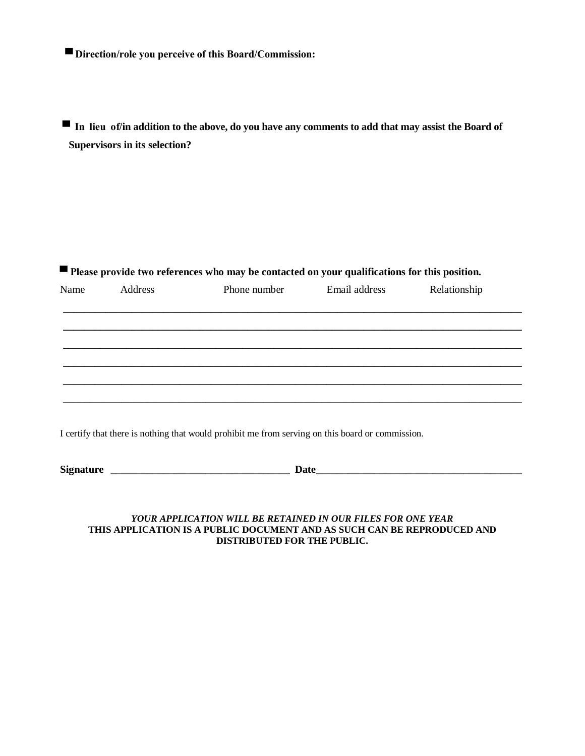- **Direction/role you perceive of this Board/Commission:**

- **In lieu of/in addition to the above, do you have any comments to add that may assist the Board of Supervisors in its selection?**

- **Please provide two references who may be contacted on your qualifications for this position.**

| Name | Address | Phone number | Email address | Relationship |
|---|---|---|---|---|
| | | | | |
| | | | | |
| | | | | |
| | | | | |
| | | | | |
| | | | | |

I certify that there is nothing that would prohibit me from serving on this board or commission.

**Signature** ___________________________________ **Date**________________________________________

***YOUR APPLICATION WILL BE RETAINED IN OUR FILES FOR ONE YEAR***

**THIS APPLICATION IS A PUBLIC DOCUMENT AND AS SUCH CAN BE REPRODUCED AND DISTRIBUTED FOR THE PUBLIC.**